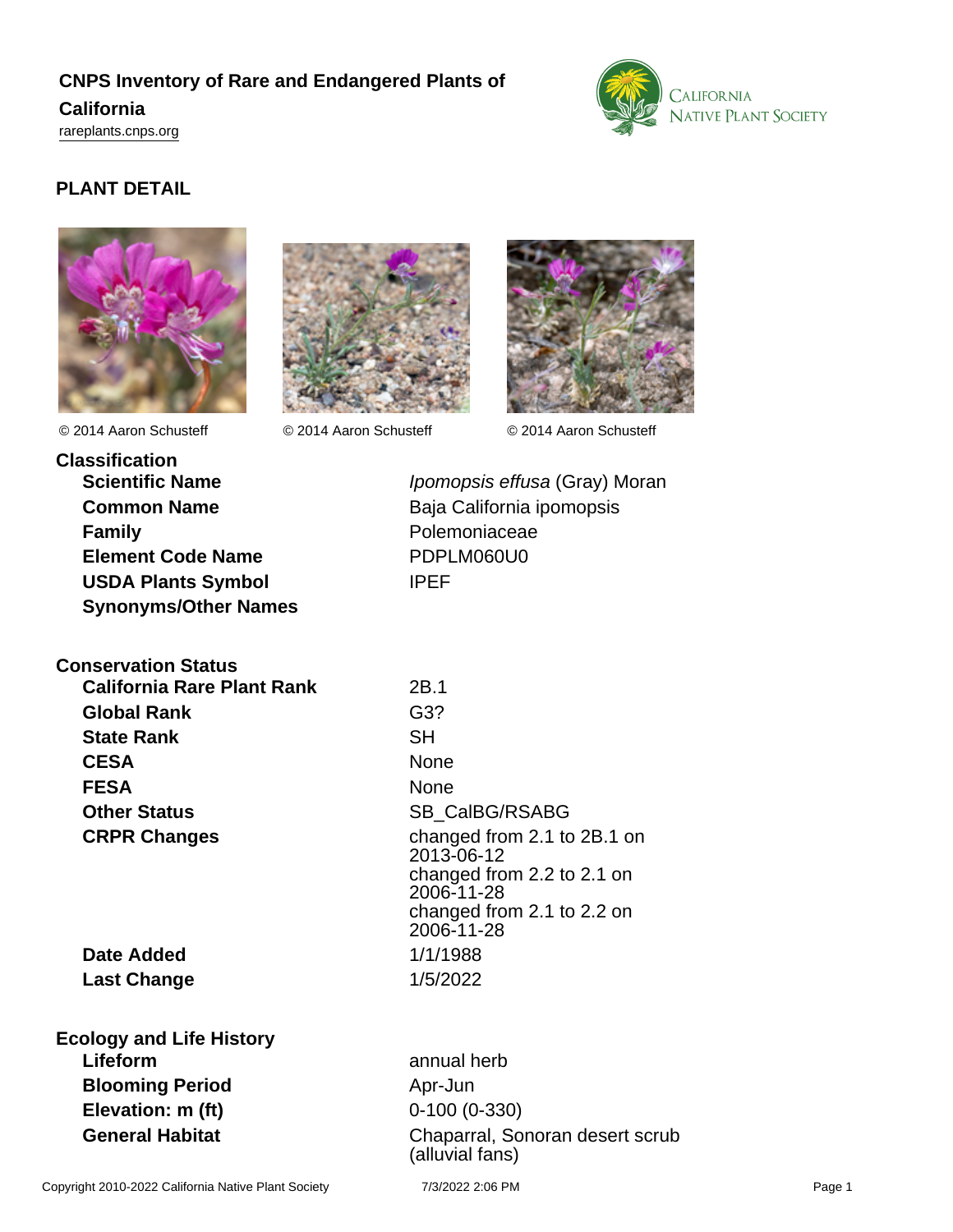# CNPS Inventory of Rare and Endangered Plants of California

rareplants.cnps.org

## PLANT DETAIL

© 2014 Aaron Schusteff © 2014 Aaron Schusteff © 2014 Aaron Schusteff

### Classification

| | |
|---|---|
| **Scientific Name** | *Ipomopsis effusa* (Gray) Moran |
| **Common Name** | Baja California ipomopsis |
| **Family** | Polemoniaceae |
| **Element Code Name** | PDPLM060U0 |
| **USDA Plants Symbol** | IPEF |
| **Synonyms/Other Names** | |

### Conservation Status

| | |
|---|---|
| **California Rare Plant Rank** | 2B.1 |
| **Global Rank** | G3? |
| **State Rank** | SH |
| **CESA** | None |
| **FESA** | None |
| **Other Status** | SB_CalBG/RSABG |
| **CRPR Changes** | changed from 2.1 to 2B.1 on 2013-06-12<br>changed from 2.2 to 2.1 on 2006-11-28<br>changed from 2.1 to 2.2 on 2006-11-28 |
| **Date Added** | 1/1/1988 |
| **Last Change** | 1/5/2022 |

### Ecology and Life History

| | |
|---|---|
| **Lifeform** | annual herb |
| **Blooming Period** | Apr-Jun |
| **Elevation: m (ft)** | 0-100 (0-330) |
| **General Habitat** | Chaparral, Sonoran desert scrub (alluvial fans) |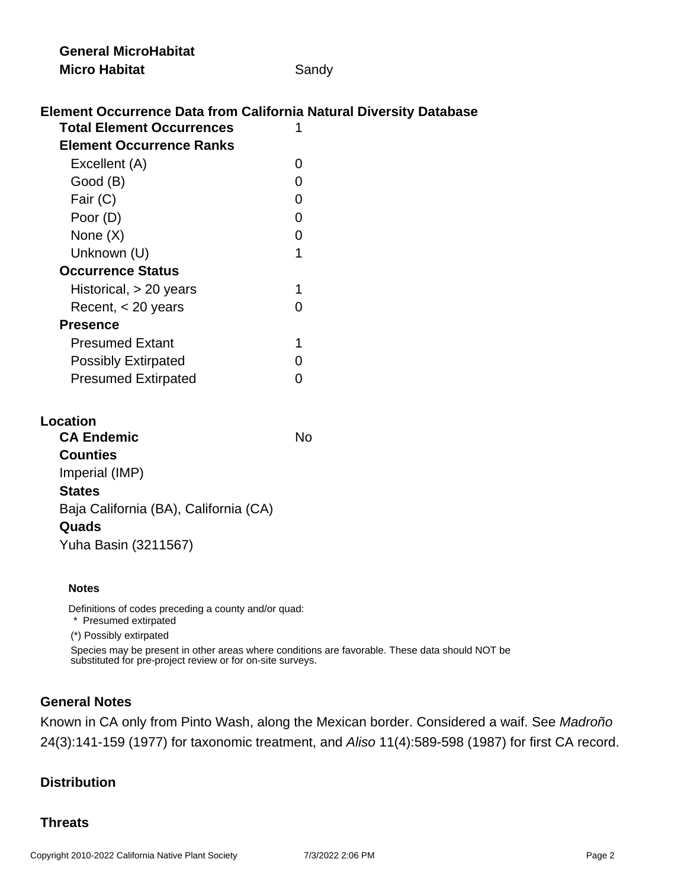**General MicroHabitat**

**Micro Habitat** Sandy

## Element Occurrence Data from California Natural Diversity Database

| | |
|---|---|
| **Total Element Occurrences** | 1 |
| **Element Occurrence Ranks** | |
| Excellent (A) | 0 |
| Good (B) | 0 |
| Fair (C) | 0 |
| Poor (D) | 0 |
| None (X) | 0 |
| Unknown (U) | 1 |
| **Occurrence Status** | |
| Historical, > 20 years | 1 |
| Recent, < 20 years | 0 |
| **Presence** | |
| Presumed Extant | 1 |
| Possibly Extirpated | 0 |
| Presumed Extirpated | 0 |

## Location

**CA Endemic** No

**Counties**

Imperial (IMP)

**States**

Baja California (BA), California (CA)

**Quads**

Yuha Basin (3211567)

**Notes**

Definitions of codes preceding a county and/or quad:
* Presumed extirpated
(*) Possibly extirpated

Species may be present in other areas where conditions are favorable. These data should NOT be substituted for pre-project review or for on-site surveys.

## General Notes

Known in CA only from Pinto Wash, along the Mexican border. Considered a waif. See *Madroño* 24(3):141-159 (1977) for taxonomic treatment, and *Aliso* 11(4):589-598 (1987) for first CA record.

## Distribution

## Threats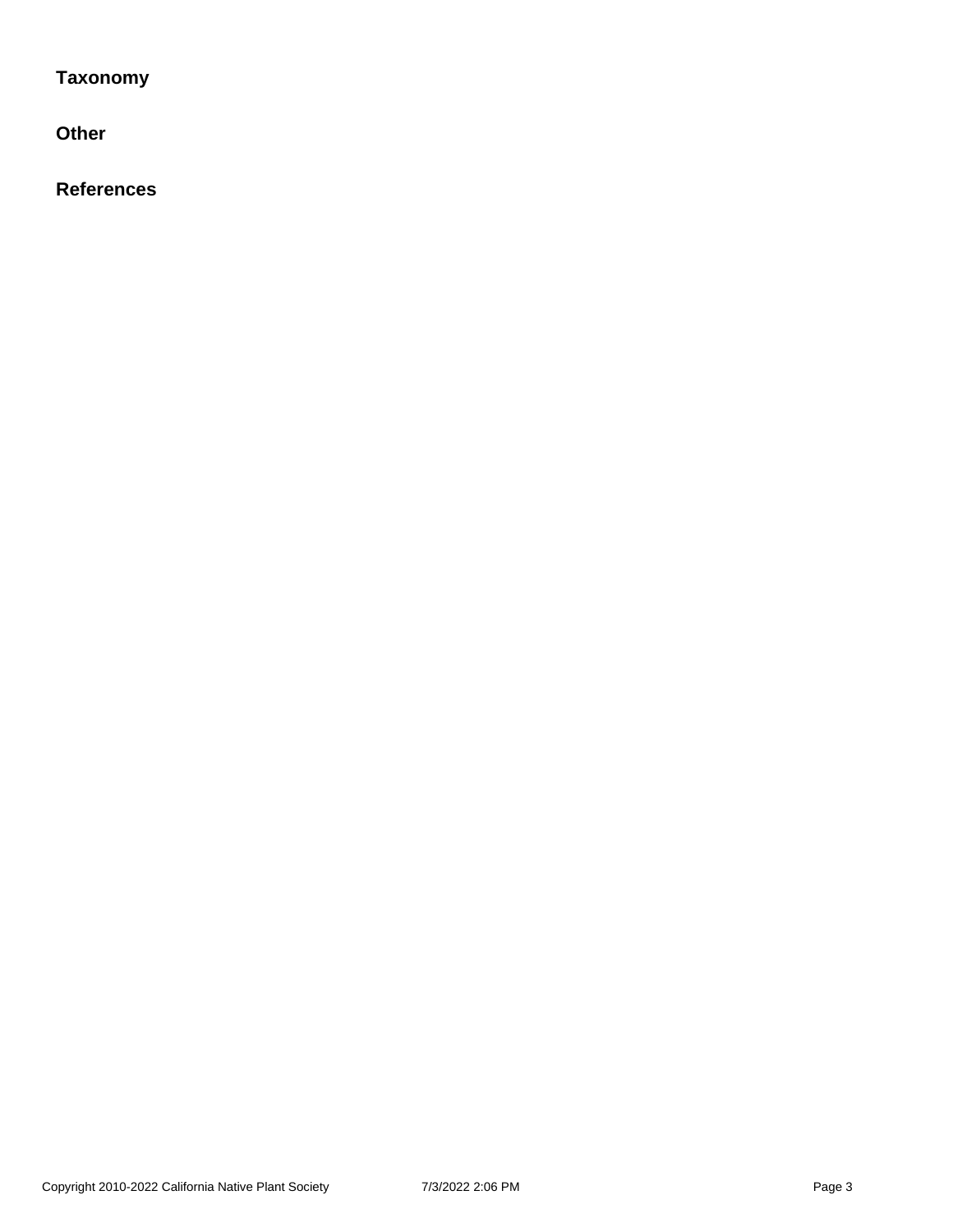## Taxonomy

## Other

## References